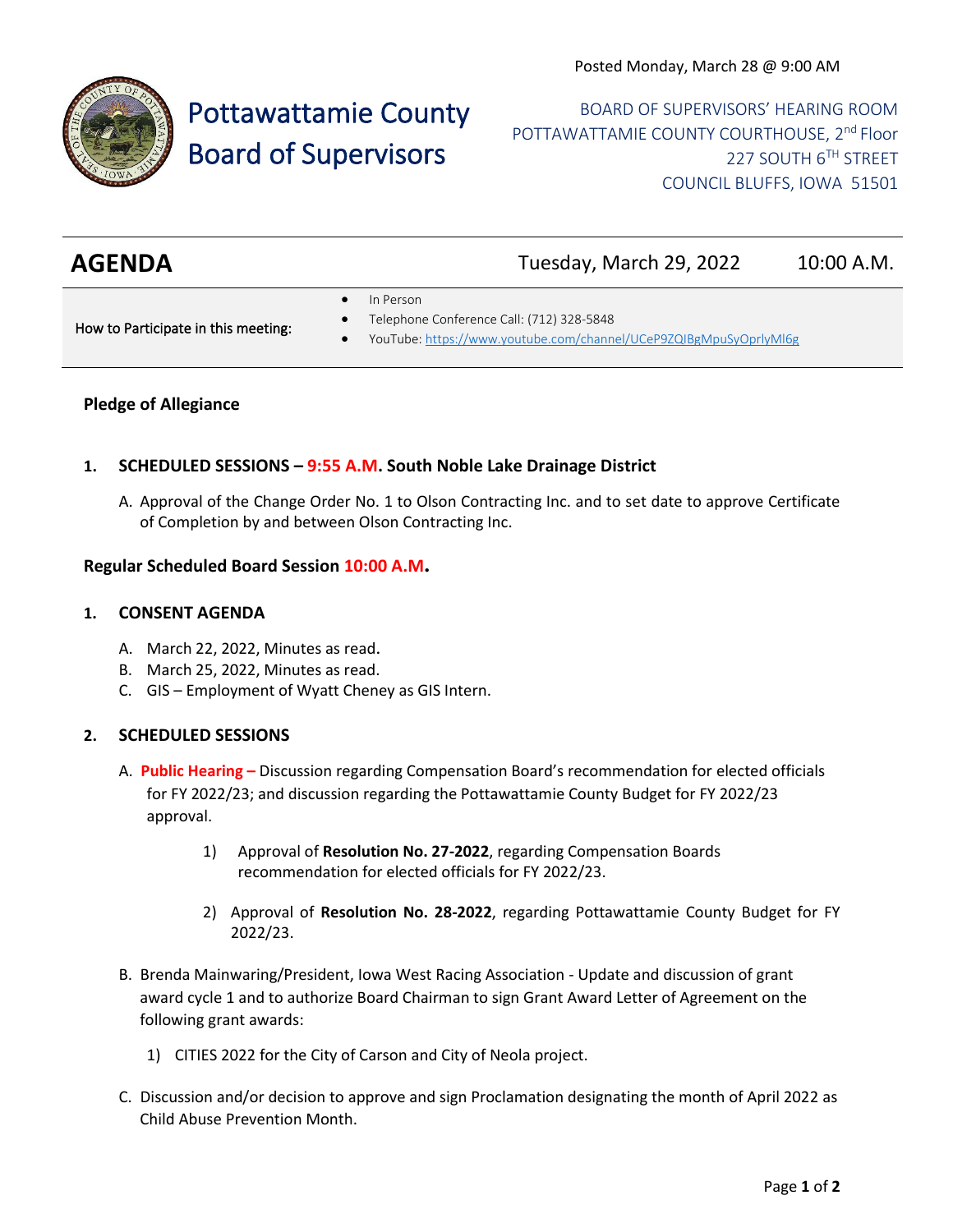Posted Monday, March 28 @ 9:00 AM

# Pottawattamie County Board of Supervisors

BOARD OF SUPERVISORS' HEARING ROOM
POTTAWATTAMIE COUNTY COURTHOUSE, 2nd Floor
227 SOUTH 6TH STREET
COUNCIL BLUFFS, IOWA 51501

## AGENDA

Tuesday, March 29, 2022 — 10:00 A.M.

How to Participate in this meeting:

- In Person
- Telephone Conference Call: (712) 328-5848
- YouTube: https://www.youtube.com/channel/UCeP9ZQIBgMpuSyOprlyMl6g

**Pledge of Allegiance**

**1. SCHEDULED SESSIONS – 9:55 A.M. South Noble Lake Drainage District**

A. Approval of the Change Order No. 1 to Olson Contracting Inc. and to set date to approve Certificate of Completion by and between Olson Contracting Inc.

**Regular Scheduled Board Session 10:00 A.M.**

**1. CONSENT AGENDA**

A. March 22, 2022, Minutes as read.
B. March 25, 2022, Minutes as read.
C. GIS – Employment of Wyatt Cheney as GIS Intern.

**2. SCHEDULED SESSIONS**

A. **Public Hearing –** Discussion regarding Compensation Board's recommendation for elected officials for FY 2022/23; and discussion regarding the Pottawattamie County Budget for FY 2022/23 approval.

   1) Approval of **Resolution No. 27-2022**, regarding Compensation Boards recommendation for elected officials for FY 2022/23.

   2) Approval of **Resolution No. 28-2022**, regarding Pottawattamie County Budget for FY 2022/23.

B. Brenda Mainwaring/President, Iowa West Racing Association - Update and discussion of grant award cycle 1 and to authorize Board Chairman to sign Grant Award Letter of Agreement on the following grant awards:

   1) CITIES 2022 for the City of Carson and City of Neola project.

C. Discussion and/or decision to approve and sign Proclamation designating the month of April 2022 as Child Abuse Prevention Month.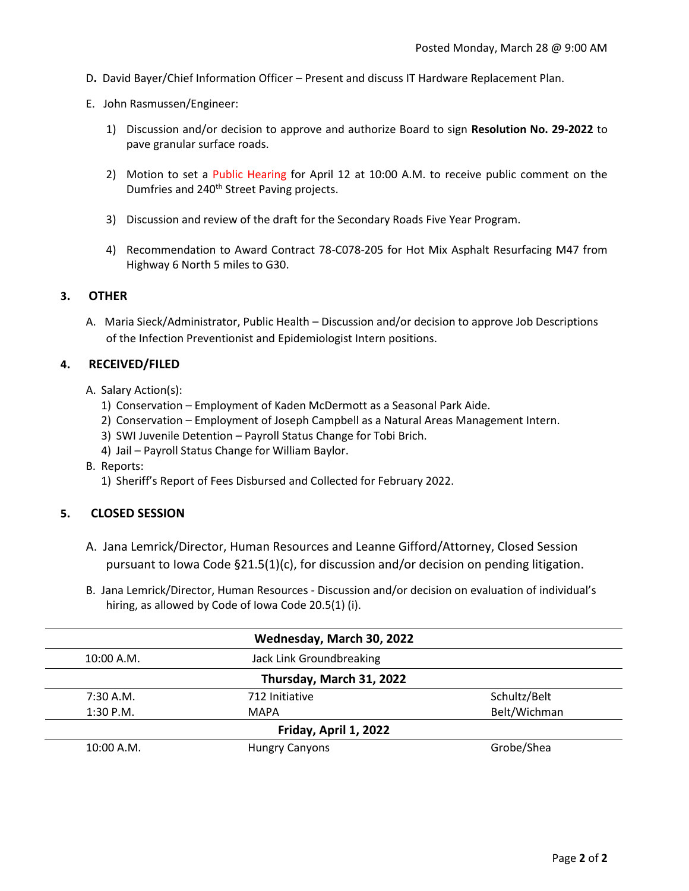Posted Monday, March 28 @ 9:00 AM

D. David Bayer/Chief Information Officer – Present and discuss IT Hardware Replacement Plan.

E. John Rasmussen/Engineer:

1) Discussion and/or decision to approve and authorize Board to sign **Resolution No. 29-2022** to pave granular surface roads.

2) Motion to set a Public Hearing for April 12 at 10:00 A.M. to receive public comment on the Dumfries and 240th Street Paving projects.

3) Discussion and review of the draft for the Secondary Roads Five Year Program.

4) Recommendation to Award Contract 78-C078-205 for Hot Mix Asphalt Resurfacing M47 from Highway 6 North 5 miles to G30.

## 3. OTHER

A. Maria Sieck/Administrator, Public Health – Discussion and/or decision to approve Job Descriptions of the Infection Preventionist and Epidemiologist Intern positions.

## 4. RECEIVED/FILED

A. Salary Action(s):
   1) Conservation – Employment of Kaden McDermott as a Seasonal Park Aide.
   2) Conservation – Employment of Joseph Campbell as a Natural Areas Management Intern.
   3) SWI Juvenile Detention – Payroll Status Change for Tobi Brich.
   4) Jail – Payroll Status Change for William Baylor.

B. Reports:
   1) Sheriff's Report of Fees Disbursed and Collected for February 2022.

## 5. CLOSED SESSION

A. Jana Lemrick/Director, Human Resources and Leanne Gifford/Attorney, Closed Session pursuant to Iowa Code §21.5(1)(c), for discussion and/or decision on pending litigation.

B. Jana Lemrick/Director, Human Resources - Discussion and/or decision on evaluation of individual's hiring, as allowed by Code of Iowa Code 20.5(1) (i).

| | | |
|---|---|---|
| **Wednesday, March 30, 2022** | | |
| 10:00 A.M. | Jack Link Groundbreaking | |
| **Thursday, March 31, 2022** | | |
| 7:30 A.M. | 712 Initiative | Schultz/Belt |
| 1:30 P.M. | MAPA | Belt/Wichman |
| **Friday, April 1, 2022** | | |
| 10:00 A.M. | Hungry Canyons | Grobe/Shea |